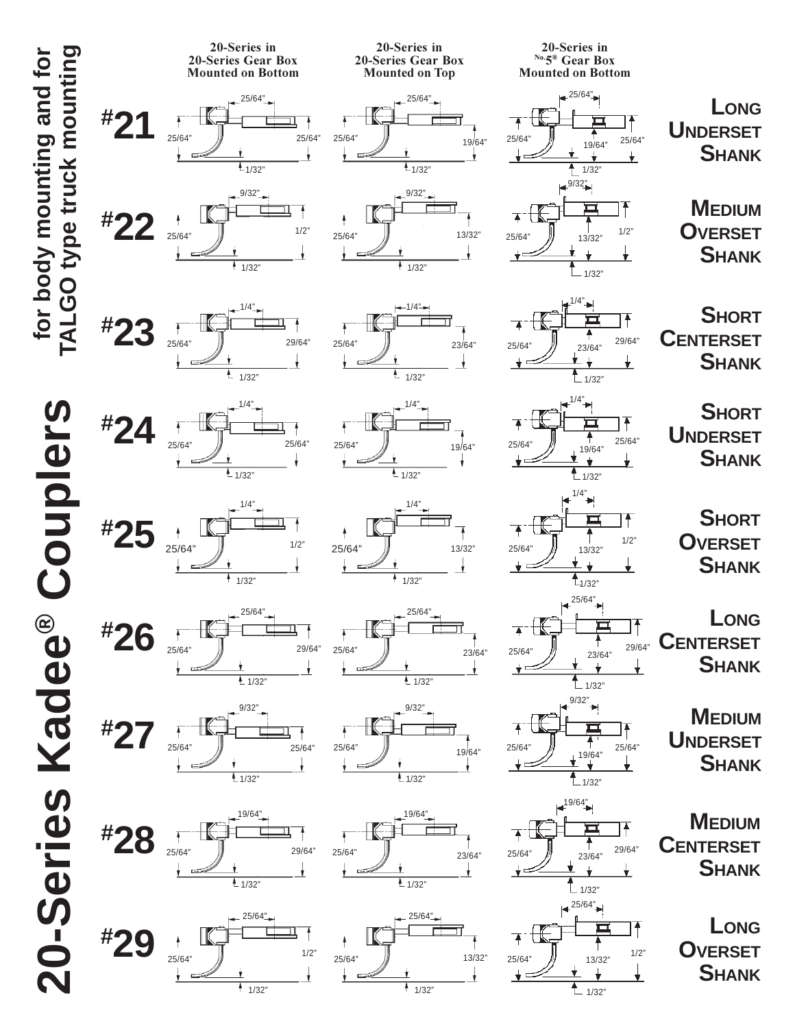# 20-Series Kadee® Couplers

## for body mounting and for TALGO type truck mounting

| Coupler | 20-Series in 20-Series Gear Box Mounted on Bottom | 20-Series in 20-Series Gear Box Mounted on Top | 20-Series in No.5® Gear Box Mounted on Bottom | Shank |
|---|---|---|---|---|
| #21 | 25/64", 25/64", 25/64", 1/32" | 25/64", 25/64", 19/64", 1/32" | 25/64", 25/64", 19/64", 25/64", 1/32" | **Long Underset Shank** |
| #22 | 9/32", 25/64", 1/2", 1/32" | 9/32", 25/64", 13/32", 1/32" | 9/32", 25/64", 13/32", 1/2", 1/32" | **Medium Overset Shank** |
| #23 | 1/4", 25/64", 29/64", 1/32" | 1/4", 25/64", 23/64", 1/32" | 1/4", 25/64", 23/64", 29/64", 1/32" | **Short Centerset Shank** |
| #24 | 1/4", 25/64", 25/64", 1/32" | 1/4", 25/64", 19/64", 1/32" | 1/4", 25/64", 19/64", 25/64", 1/32" | **Short Underset Shank** |
| #25 | 1/4", 25/64", 1/2", 1/32" | 1/4", 25/64", 13/32", 1/32" | 1/4", 25/64", 13/32", 1/2", 1/32" | **Short Overset Shank** |
| #26 | 25/64", 25/64", 29/64", 1/32" | 25/64", 25/64", 23/64", 1/32" | 25/64", 25/64", 23/64", 29/64", 1/32" | **Long Centerset Shank** |
| #27 | 9/32", 25/64", 25/64", 1/32" | 9/32", 25/64", 19/64", 1/32" | 9/32", 25/64", 19/64", 25/64", 1/32" | **Medium Underset Shank** |
| #28 | 19/64", 25/64", 29/64", 1/32" | 19/64", 25/64", 23/64", 1/32" | 19/64", 25/64", 23/64", 29/64", 1/32" | **Medium Centerset Shank** |
| #29 | 25/64", 25/64", 1/2", 1/32" | 25/64", 25/64", 13/32", 1/32" | 25/64", 25/64", 13/32", 1/2", 1/32" | **Long Overset Shank** |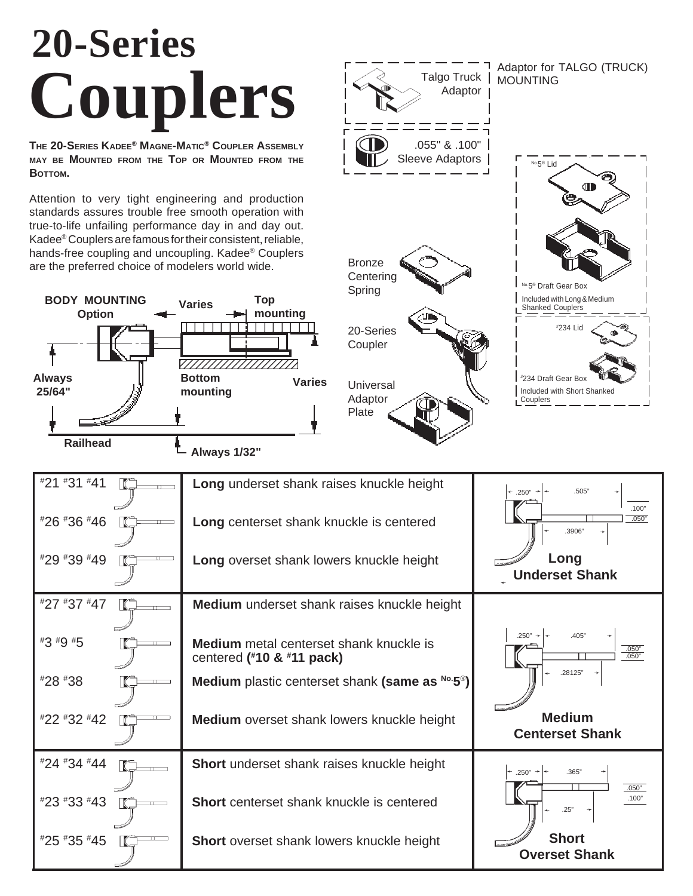# 20-Series Couplers

**THE 20-SERIES KADEE® MAGNE-MATIC® COUPLER ASSEMBLY MAY BE MOUNTED FROM THE TOP OR MOUNTED FROM THE BOTTOM.**

Attention to very tight engineering and production standards assures trouble free smooth operation with true-to-life unfailing performance day in and day out. Kadee® Couplers are famous for their consistent, reliable, hands-free coupling and uncoupling. Kadee® Couplers are the preferred choice of modelers world wide.

BODY MOUNTING Option

Varies

Top mounting

Always 25/64"

Bottom mounting

Varies

Railhead

Always 1/32"

Talgo Truck Adaptor

Adaptor for TALGO (TRUCK) MOUNTING

.055" & .100" Sleeve Adaptors

No.5® Lid

No.5® Draft Gear Box

Included with Long & Medium Shanked Couplers

#234 Lid

#234 Draft Gear Box

Included with Short Shanked Couplers

Bronze Centering Spring

20-Series Coupler

Universal Adaptor Plate

| | | |
|---|---|---|
| #21 #31 #41 | **Long** underset shank raises knuckle height | .250" .505" .100" .050" .3906" **Long Underset Shank** |
| #26 #36 #46 | **Long** centerset shank knuckle is centered | |
| #29 #39 #49 | **Long** overset shank lowers knuckle height | |
| #27 #37 #47 | **Medium** underset shank raises knuckle height | .250" .405" .050" .050" .28125" **Medium Centerset Shank** |
| #3 #9 #5 | **Medium** metal centerset shank knuckle is centered **(#10 & #11 pack)** | |
| #28 #38 | **Medium** plastic centerset shank **(same as No.5®)** | |
| #22 #32 #42 | **Medium** overset shank lowers knuckle height | |
| #24 #34 #44 | **Short** underset shank raises knuckle height | .250" .365" .050" .100" .25" **Short Overset Shank** |
| #23 #33 #43 | **Short** centerset shank knuckle is centered | |
| #25 #35 #45 | **Short** overset shank lowers knuckle height | |